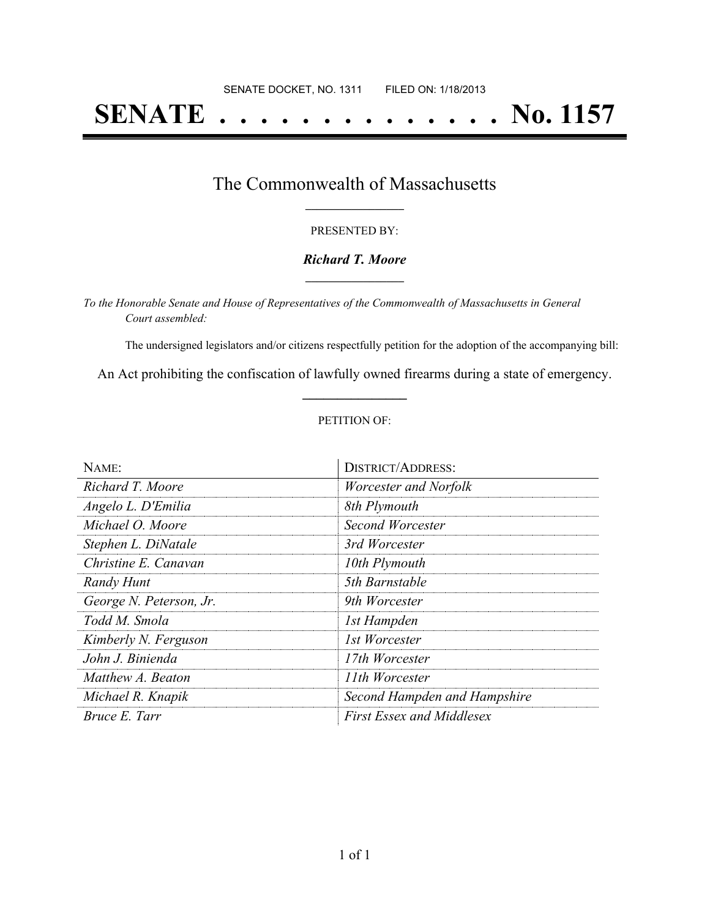SENATE DOCKET, NO. 1311        FILED ON: 1/18/2013

# SENATE . . . . . . . . . . . . . . No. 1157

## The Commonwealth of Massachusetts

PRESENTED BY:

***Richard T. Moore***

*To the Honorable Senate and House of Representatives of the Commonwealth of Massachusetts in General Court assembled:*

The undersigned legislators and/or citizens respectfully petition for the adoption of the accompanying bill:

An Act prohibiting the confiscation of lawfully owned firearms during a state of emergency.

PETITION OF:

| NAME: | DISTRICT/ADDRESS: |
|---|---|
| *Richard T. Moore* | *Worcester and Norfolk* |
| *Angelo L. D'Emilia* | *8th Plymouth* |
| *Michael O. Moore* | *Second Worcester* |
| *Stephen L. DiNatale* | *3rd Worcester* |
| *Christine E. Canavan* | *10th Plymouth* |
| *Randy Hunt* | *5th Barnstable* |
| *George N. Peterson, Jr.* | *9th Worcester* |
| *Todd M. Smola* | *1st Hampden* |
| *Kimberly N. Ferguson* | *1st Worcester* |
| *John J. Binienda* | *17th Worcester* |
| *Matthew A. Beaton* | *11th Worcester* |
| *Michael R. Knapik* | *Second Hampden and Hampshire* |
| *Bruce E. Tarr* | *First Essex and Middlesex* |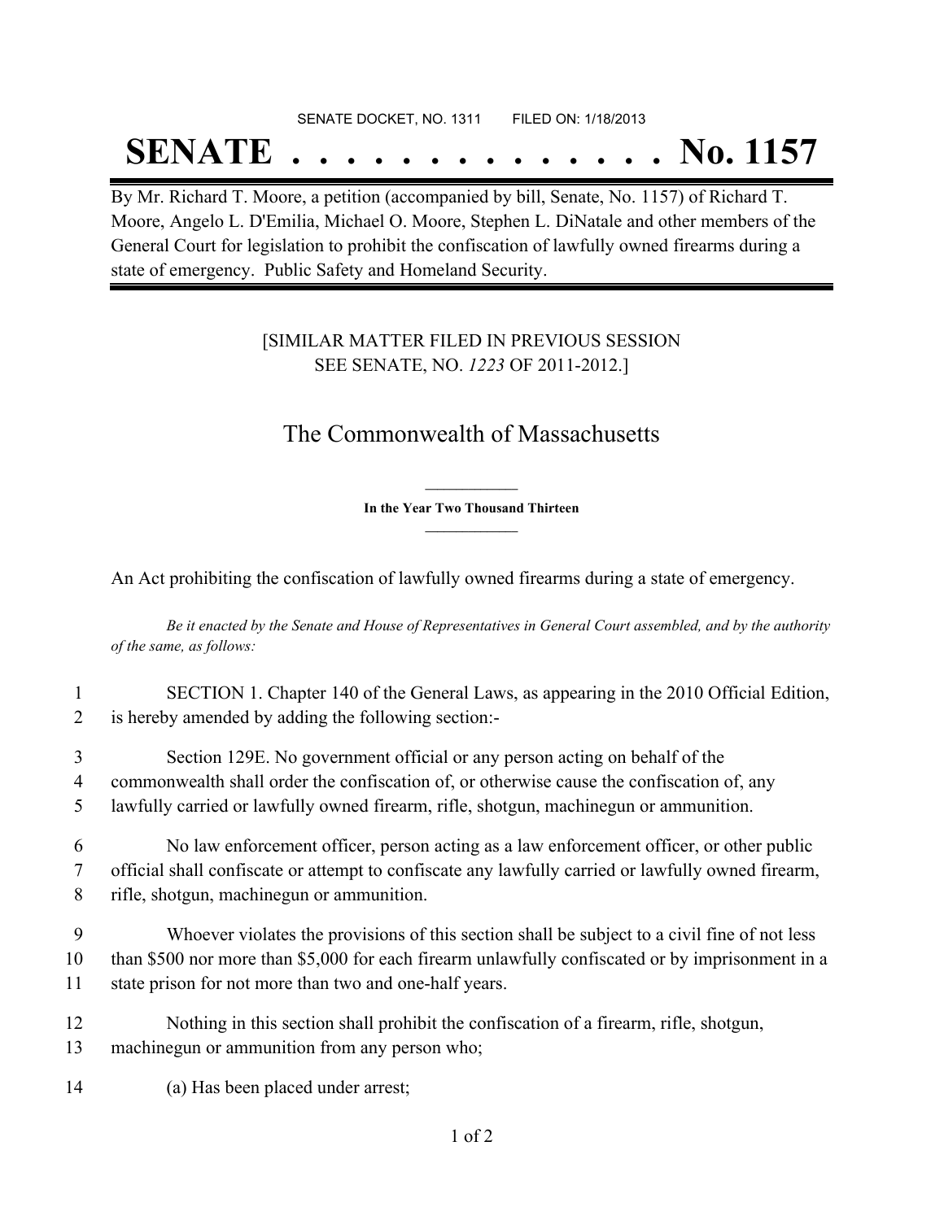SENATE DOCKET, NO. 1311 FILED ON: 1/18/2013

# SENATE . . . . . . . . . . . . . . No. 1157

By Mr. Richard T. Moore, a petition (accompanied by bill, Senate, No. 1157) of Richard T. Moore, Angelo L. D'Emilia, Michael O. Moore, Stephen L. DiNatale and other members of the General Court for legislation to prohibit the confiscation of lawfully owned firearms during a state of emergency. Public Safety and Homeland Security.

[SIMILAR MATTER FILED IN PREVIOUS SESSION SEE SENATE, NO. *1223* OF 2011-2012.]

## The Commonwealth of Massachusetts

**In the Year Two Thousand Thirteen**

An Act prohibiting the confiscation of lawfully owned firearms during a state of emergency.

*Be it enacted by the Senate and House of Representatives in General Court assembled, and by the authority of the same, as follows:*

1 SECTION 1. Chapter 140 of the General Laws, as appearing in the 2010 Official Edition,
2 is hereby amended by adding the following section:-

3 Section 129E. No government official or any person acting on behalf of the
4 commonwealth shall order the confiscation of, or otherwise cause the confiscation of, any
5 lawfully carried or lawfully owned firearm, rifle, shotgun, machinegun or ammunition.

6 No law enforcement officer, person acting as a law enforcement officer, or other public
7 official shall confiscate or attempt to confiscate any lawfully carried or lawfully owned firearm,
8 rifle, shotgun, machinegun or ammunition.

9 Whoever violates the provisions of this section shall be subject to a civil fine of not less
10 than $500 nor more than $5,000 for each firearm unlawfully confiscated or by imprisonment in a
11 state prison for not more than two and one-half years.

12 Nothing in this section shall prohibit the confiscation of a firearm, rifle, shotgun,
13 machinegun or ammunition from any person who;

14 (a) Has been placed under arrest;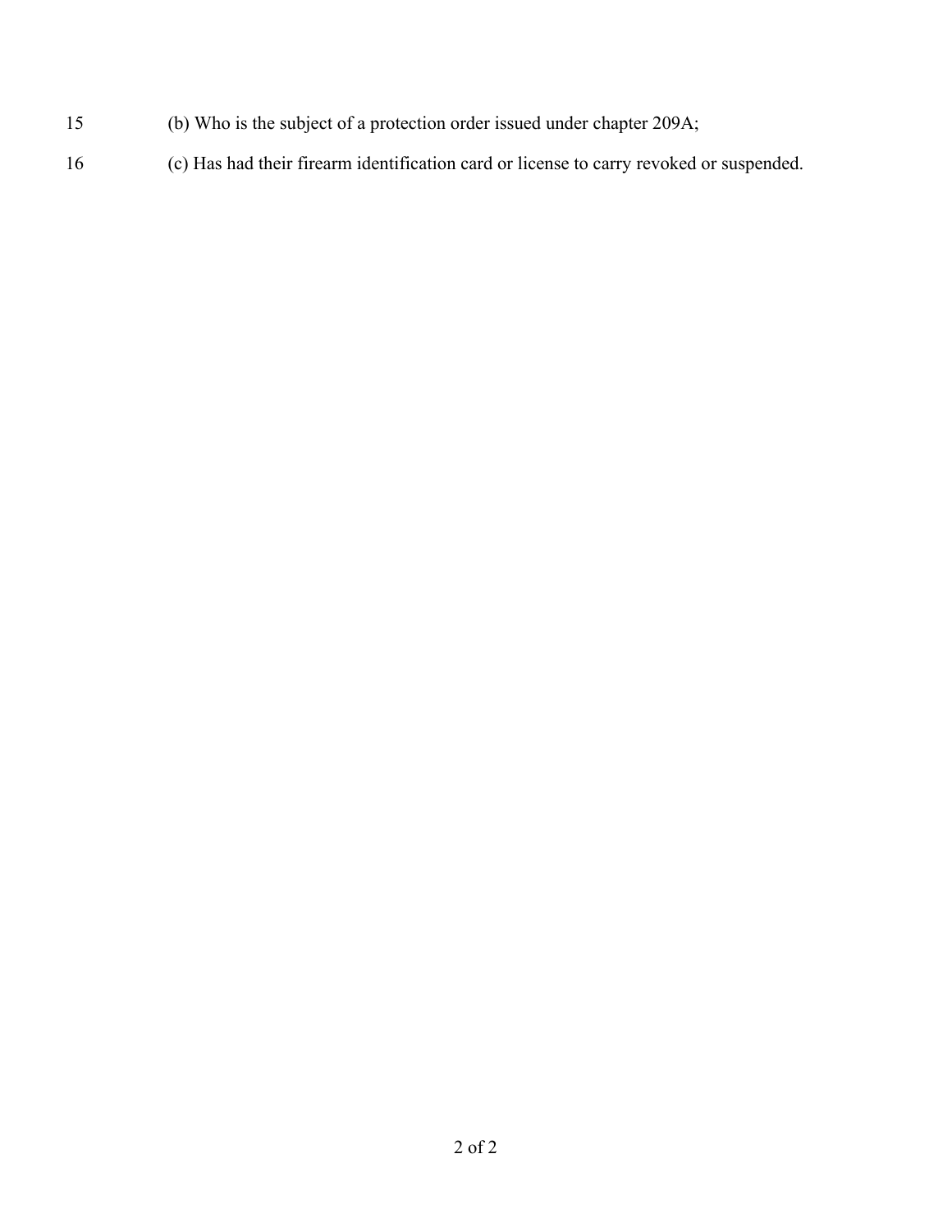15 (b) Who is the subject of a protection order issued under chapter 209A;

16 (c) Has had their firearm identification card or license to carry revoked or suspended.